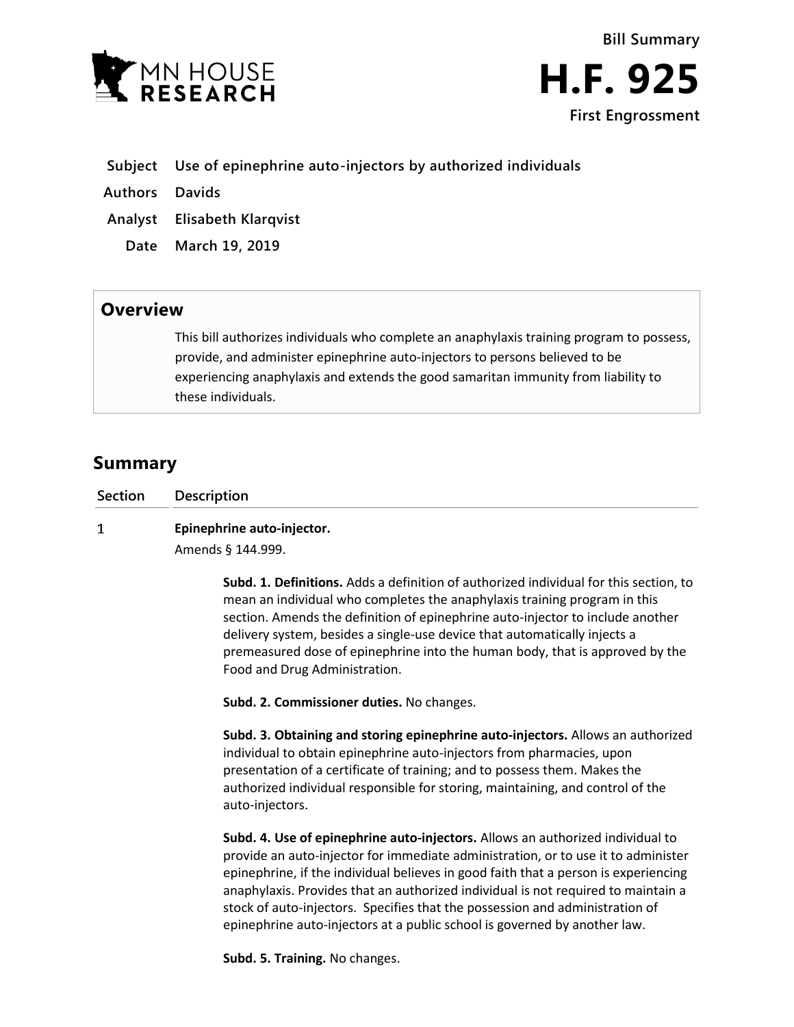MN HOUSE RESEARCH

Bill Summary

# H.F. 925

**First Engrossment**

| | |
|---|---|
| **Subject** | **Use of epinephrine auto-injectors by authorized individuals** |
| **Authors** | **Davids** |
| **Analyst** | **Elisabeth Klarqvist** |
| **Date** | **March 19, 2019** |

## Overview

This bill authorizes individuals who complete an anaphylaxis training program to possess, provide, and administer epinephrine auto-injectors to persons believed to be experiencing anaphylaxis and extends the good samaritan immunity from liability to these individuals.

## Summary

| Section | Description |
|---|---|
| 1 | **Epinephrine auto-injector.**<br>Amends § 144.999.<br><br>**Subd. 1. Definitions.** Adds a definition of authorized individual for this section, to mean an individual who completes the anaphylaxis training program in this section. Amends the definition of epinephrine auto-injector to include another delivery system, besides a single-use device that automatically injects a premeasured dose of epinephrine into the human body, that is approved by the Food and Drug Administration.<br><br>**Subd. 2. Commissioner duties.** No changes.<br><br>**Subd. 3. Obtaining and storing epinephrine auto-injectors.** Allows an authorized individual to obtain epinephrine auto-injectors from pharmacies, upon presentation of a certificate of training; and to possess them. Makes the authorized individual responsible for storing, maintaining, and control of the auto-injectors.<br><br>**Subd. 4. Use of epinephrine auto-injectors.** Allows an authorized individual to provide an auto-injector for immediate administration, or to use it to administer epinephrine, if the individual believes in good faith that a person is experiencing anaphylaxis. Provides that an authorized individual is not required to maintain a stock of auto-injectors. Specifies that the possession and administration of epinephrine auto-injectors at a public school is governed by another law.<br><br>**Subd. 5. Training.** No changes. |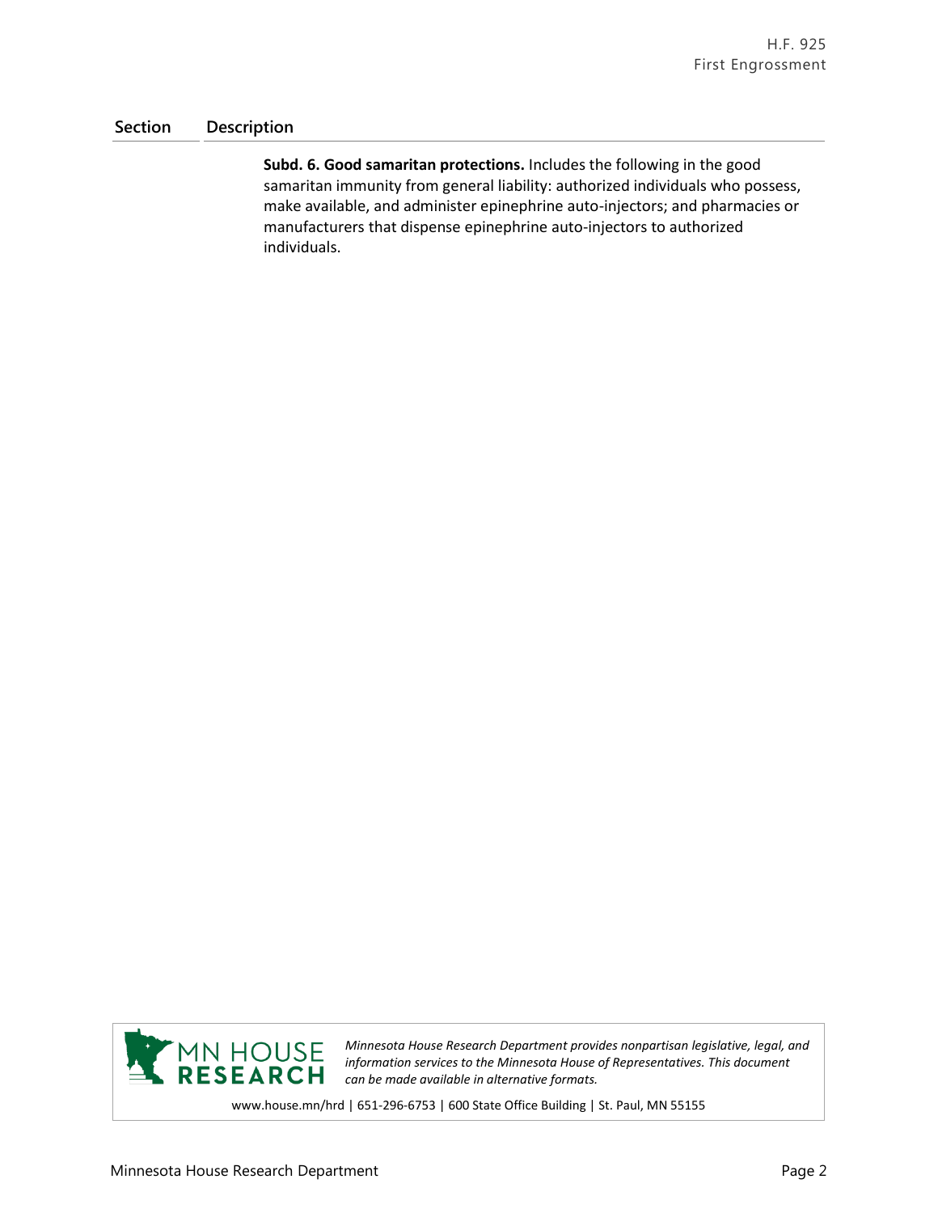| Section | Description |
|---|---|
| | **Subd. 6. Good samaritan protections.** Includes the following in the good samaritan immunity from general liability: authorized individuals who possess, make available, and administer epinephrine auto-injectors; and pharmacies or manufacturers that dispense epinephrine auto-injectors to authorized individuals. |

MN HOUSE RESEARCH

*Minnesota House Research Department provides nonpartisan legislative, legal, and information services to the Minnesota House of Representatives. This document can be made available in alternative formats.*

www.house.mn/hrd | 651-296-6753 | 600 State Office Building | St. Paul, MN 55155